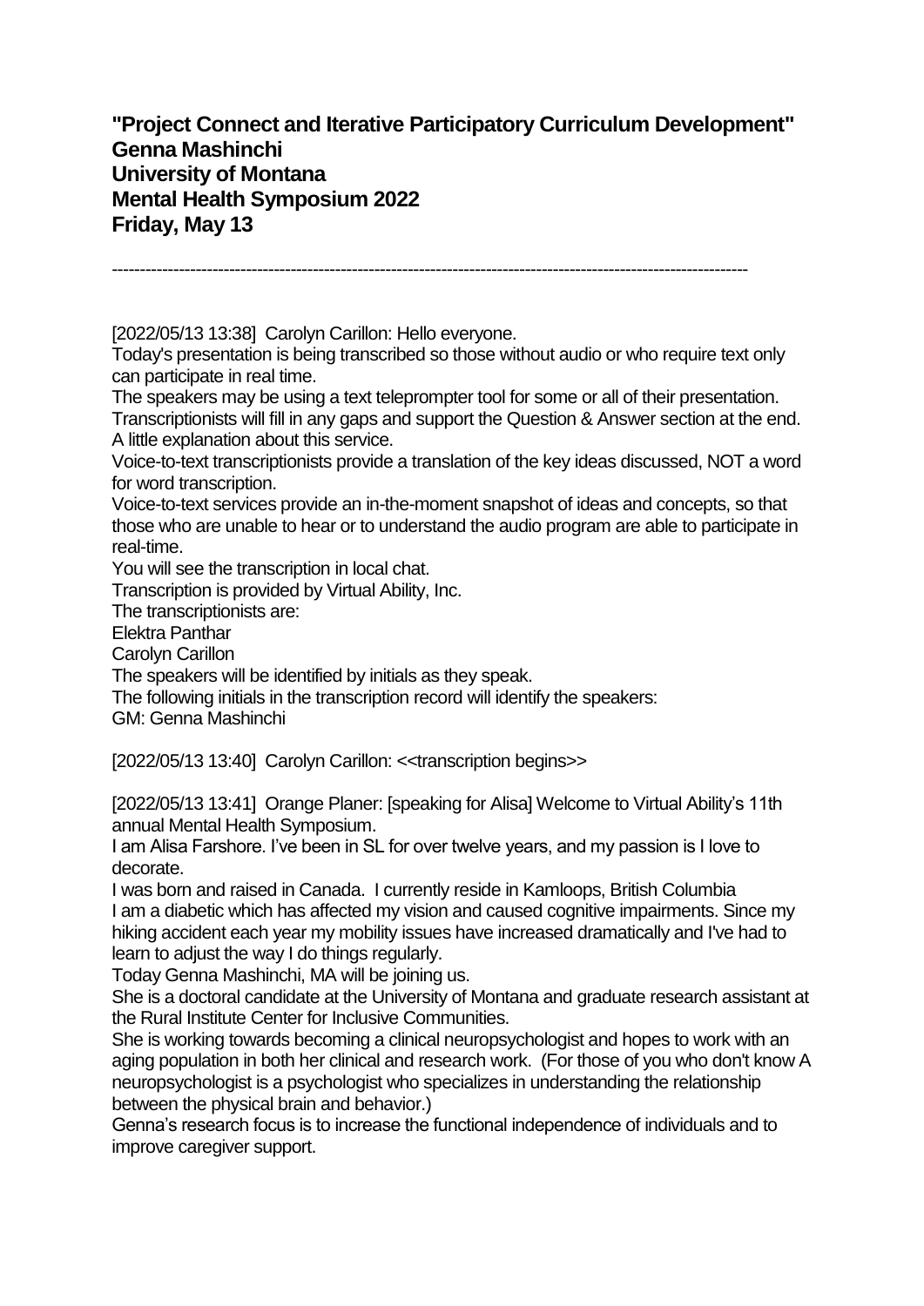**"Project Connect and Iterative Participatory Curriculum Development"**
**Genna Mashinchi**
**University of Montana**
**Mental Health Symposium 2022**
**Friday, May 13**

---

[2022/05/13 13:38] Carolyn Carillon: Hello everyone.
Today's presentation is being transcribed so those without audio or who require text only can participate in real time.
The speakers may be using a text teleprompter tool for some or all of their presentation. Transcriptionists will fill in any gaps and support the Question & Answer section at the end.
A little explanation about this service.
Voice-to-text transcriptionists provide a translation of the key ideas discussed, NOT a word for word transcription.
Voice-to-text services provide an in-the-moment snapshot of ideas and concepts, so that those who are unable to hear or to understand the audio program are able to participate in real-time.
You will see the transcription in local chat.
Transcription is provided by Virtual Ability, Inc.
The transcriptionists are:
Elektra Panthar
Carolyn Carillon
The speakers will be identified by initials as they speak.
The following initials in the transcription record will identify the speakers:
GM: Genna Mashinchi

[2022/05/13 13:40] Carolyn Carillon: <<transcription begins>>

[2022/05/13 13:41] Orange Planer: [speaking for Alisa] Welcome to Virtual Ability's 11th annual Mental Health Symposium.
I am Alisa Farshore. I've been in SL for over twelve years, and my passion is I love to decorate.
I was born and raised in Canada. I currently reside in Kamloops, British Columbia
I am a diabetic which has affected my vision and caused cognitive impairments. Since my hiking accident each year my mobility issues have increased dramatically and I've had to learn to adjust the way I do things regularly.
Today Genna Mashinchi, MA will be joining us.
She is a doctoral candidate at the University of Montana and graduate research assistant at the Rural Institute Center for Inclusive Communities.
She is working towards becoming a clinical neuropsychologist and hopes to work with an aging population in both her clinical and research work. (For those of you who don't know A neuropsychologist is a psychologist who specializes in understanding the relationship between the physical brain and behavior.)
Genna's research focus is to increase the functional independence of individuals and to improve caregiver support.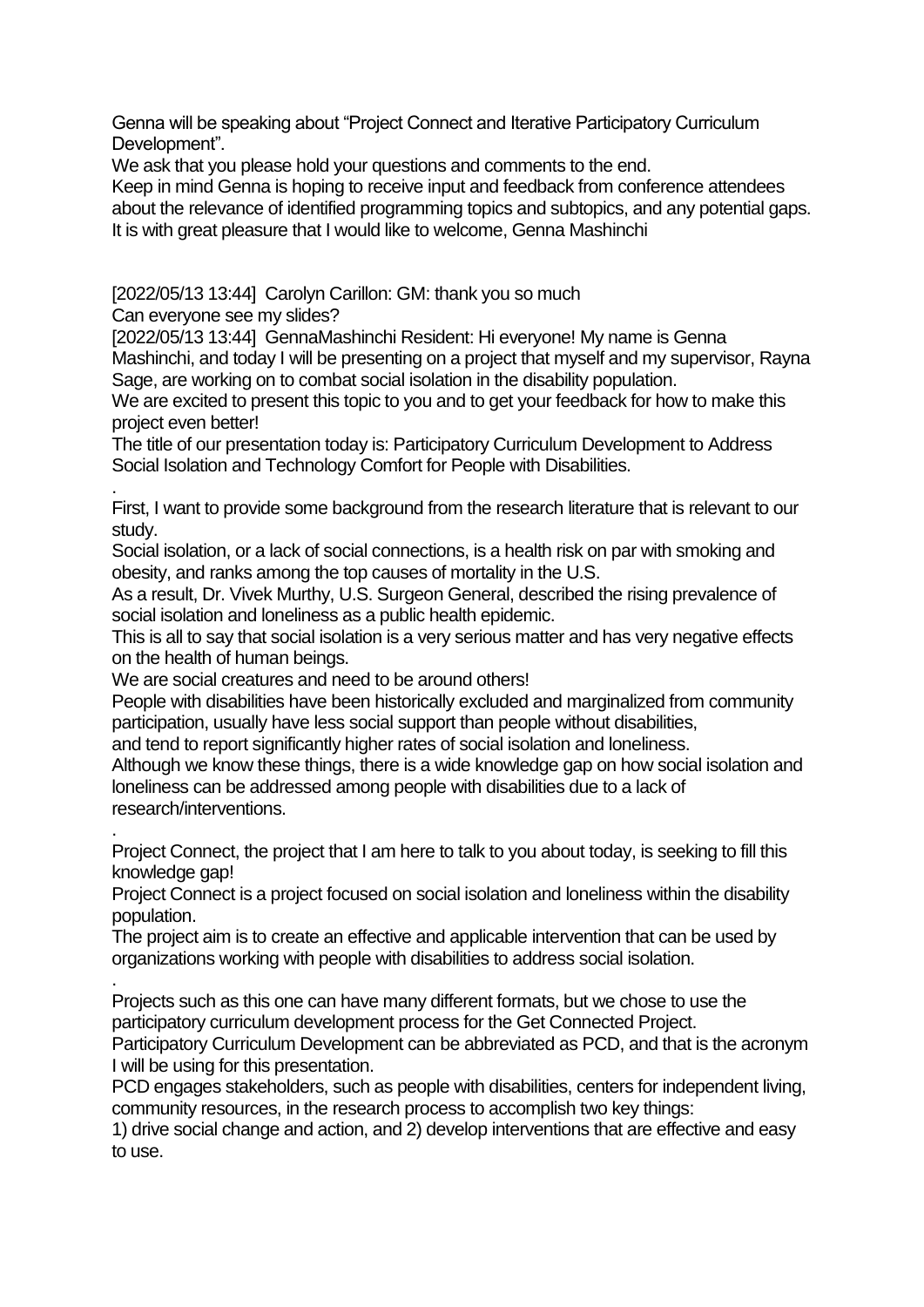Genna will be speaking about "Project Connect and Iterative Participatory Curriculum Development".

We ask that you please hold your questions and comments to the end.

Keep in mind Genna is hoping to receive input and feedback from conference attendees about the relevance of identified programming topics and subtopics, and any potential gaps.

It is with great pleasure that I would like to welcome, Genna Mashinchi

[2022/05/13 13:44] Carolyn Carillon: GM: thank you so much

Can everyone see my slides?

[2022/05/13 13:44] GennaMashinchi Resident: Hi everyone! My name is Genna Mashinchi, and today I will be presenting on a project that myself and my supervisor, Rayna Sage, are working on to combat social isolation in the disability population.

We are excited to present this topic to you and to get your feedback for how to make this project even better!

The title of our presentation today is: Participatory Curriculum Development to Address Social Isolation and Technology Comfort for People with Disabilities.

.

First, I want to provide some background from the research literature that is relevant to our study.

Social isolation, or a lack of social connections, is a health risk on par with smoking and obesity, and ranks among the top causes of mortality in the U.S.

As a result, Dr. Vivek Murthy, U.S. Surgeon General, described the rising prevalence of social isolation and loneliness as a public health epidemic.

This is all to say that social isolation is a very serious matter and has very negative effects on the health of human beings.

We are social creatures and need to be around others!

People with disabilities have been historically excluded and marginalized from community participation, usually have less social support than people without disabilities,

and tend to report significantly higher rates of social isolation and loneliness.

Although we know these things, there is a wide knowledge gap on how social isolation and loneliness can be addressed among people with disabilities due to a lack of research/interventions.

.

Project Connect, the project that I am here to talk to you about today, is seeking to fill this knowledge gap!

Project Connect is a project focused on social isolation and loneliness within the disability population.

The project aim is to create an effective and applicable intervention that can be used by organizations working with people with disabilities to address social isolation.

.

Projects such as this one can have many different formats, but we chose to use the participatory curriculum development process for the Get Connected Project.

Participatory Curriculum Development can be abbreviated as PCD, and that is the acronym I will be using for this presentation.

PCD engages stakeholders, such as people with disabilities, centers for independent living, community resources, in the research process to accomplish two key things:

1) drive social change and action, and 2) develop interventions that are effective and easy to use.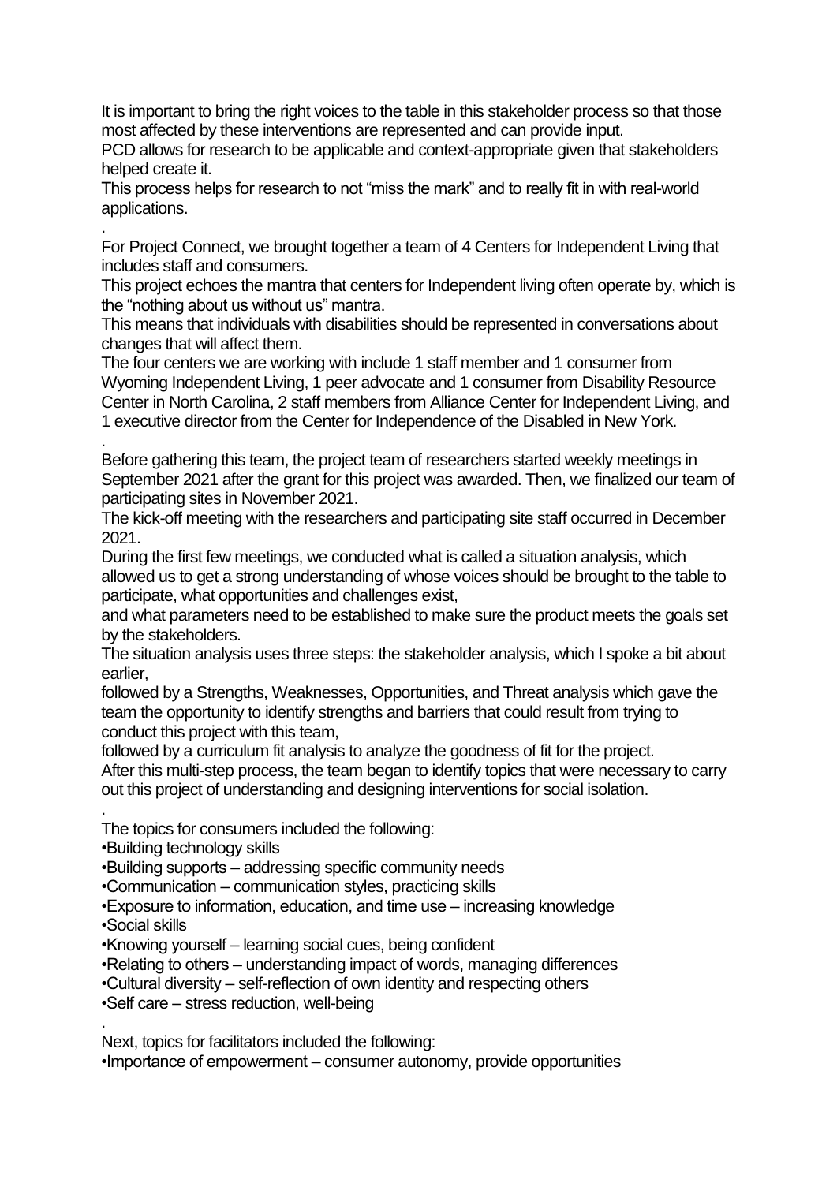It is important to bring the right voices to the table in this stakeholder process so that those most affected by these interventions are represented and can provide input.

PCD allows for research to be applicable and context-appropriate given that stakeholders helped create it.

This process helps for research to not "miss the mark" and to really fit in with real-world applications.

.

For Project Connect, we brought together a team of 4 Centers for Independent Living that includes staff and consumers.

This project echoes the mantra that centers for Independent living often operate by, which is the "nothing about us without us" mantra.

This means that individuals with disabilities should be represented in conversations about changes that will affect them.

The four centers we are working with include 1 staff member and 1 consumer from Wyoming Independent Living, 1 peer advocate and 1 consumer from Disability Resource Center in North Carolina, 2 staff members from Alliance Center for Independent Living, and 1 executive director from the Center for Independence of the Disabled in New York.

.

Before gathering this team, the project team of researchers started weekly meetings in September 2021 after the grant for this project was awarded. Then, we finalized our team of participating sites in November 2021.

The kick-off meeting with the researchers and participating site staff occurred in December 2021.

During the first few meetings, we conducted what is called a situation analysis, which allowed us to get a strong understanding of whose voices should be brought to the table to participate, what opportunities and challenges exist,

and what parameters need to be established to make sure the product meets the goals set by the stakeholders.

The situation analysis uses three steps: the stakeholder analysis, which I spoke a bit about earlier,

followed by a Strengths, Weaknesses, Opportunities, and Threat analysis which gave the team the opportunity to identify strengths and barriers that could result from trying to conduct this project with this team,

followed by a curriculum fit analysis to analyze the goodness of fit for the project.

After this multi-step process, the team began to identify topics that were necessary to carry out this project of understanding and designing interventions for social isolation.

.

The topics for consumers included the following:

- Building technology skills
- Building supports – addressing specific community needs
- Communication – communication styles, practicing skills
- Exposure to information, education, and time use – increasing knowledge
- Social skills
- Knowing yourself – learning social cues, being confident
- Relating to others – understanding impact of words, managing differences
- Cultural diversity – self-reflection of own identity and respecting others
- Self care – stress reduction, well-being

.

Next, topics for facilitators included the following:

- Importance of empowerment – consumer autonomy, provide opportunities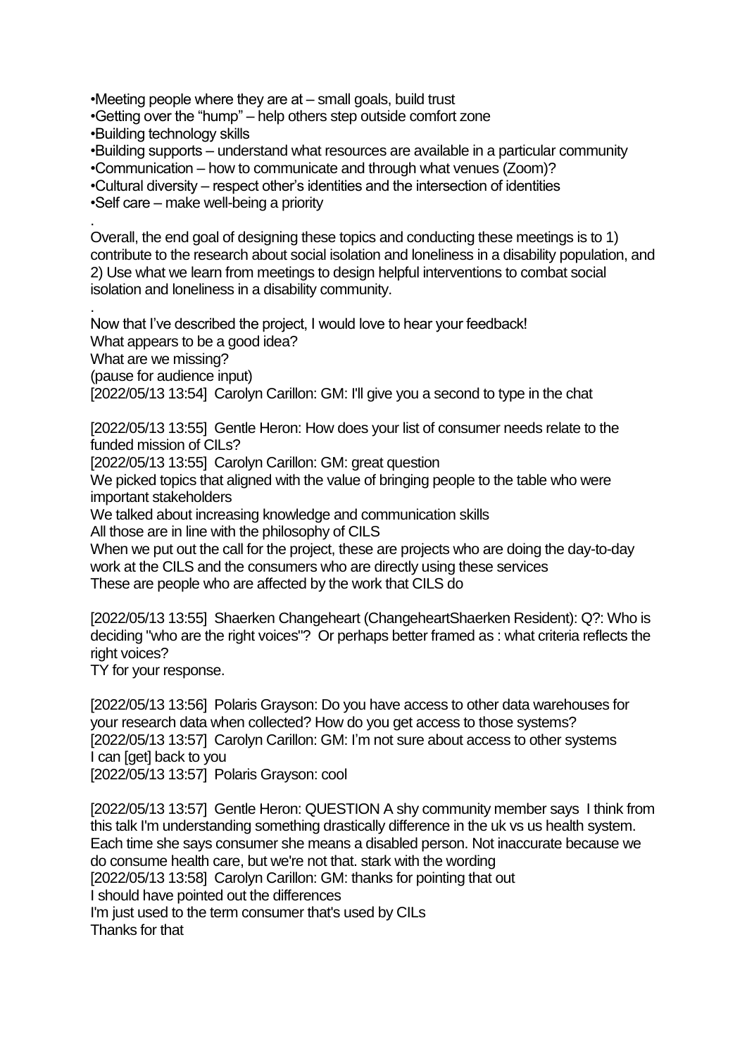•Meeting people where they are at – small goals, build trust
•Getting over the "hump" – help others step outside comfort zone
•Building technology skills
•Building supports – understand what resources are available in a particular community
•Communication – how to communicate and through what venues (Zoom)?
•Cultural diversity – respect other's identities and the intersection of identities
•Self care – make well-being a priority

.
Overall, the end goal of designing these topics and conducting these meetings is to 1) contribute to the research about social isolation and loneliness in a disability population, and 2) Use what we learn from meetings to design helpful interventions to combat social isolation and loneliness in a disability community.

.
Now that I've described the project, I would love to hear your feedback!
What appears to be a good idea?
What are we missing?
(pause for audience input)
[2022/05/13 13:54] Carolyn Carillon: GM: I'll give you a second to type in the chat

[2022/05/13 13:55] Gentle Heron: How does your list of consumer needs relate to the funded mission of CILs?
[2022/05/13 13:55] Carolyn Carillon: GM: great question
We picked topics that aligned with the value of bringing people to the table who were important stakeholders
We talked about increasing knowledge and communication skills
All those are in line with the philosophy of CILS
When we put out the call for the project, these are projects who are doing the day-to-day work at the CILS and the consumers who are directly using these services
These are people who are affected by the work that CILS do

[2022/05/13 13:55] Shaerken Changeheart (ChangeheartShaerken Resident): Q?: Who is deciding "who are the right voices"? Or perhaps better framed as : what criteria reflects the right voices?
TY for your response.

[2022/05/13 13:56] Polaris Grayson: Do you have access to other data warehouses for your research data when collected? How do you get access to those systems?
[2022/05/13 13:57] Carolyn Carillon: GM: I'm not sure about access to other systems
I can [get] back to you
[2022/05/13 13:57] Polaris Grayson: cool

[2022/05/13 13:57] Gentle Heron: QUESTION A shy community member says I think from this talk I'm understanding something drastically difference in the uk vs us health system. Each time she says consumer she means a disabled person. Not inaccurate because we do consume health care, but we're not that. stark with the wording
[2022/05/13 13:58] Carolyn Carillon: GM: thanks for pointing that out
I should have pointed out the differences
I'm just used to the term consumer that's used by CILs
Thanks for that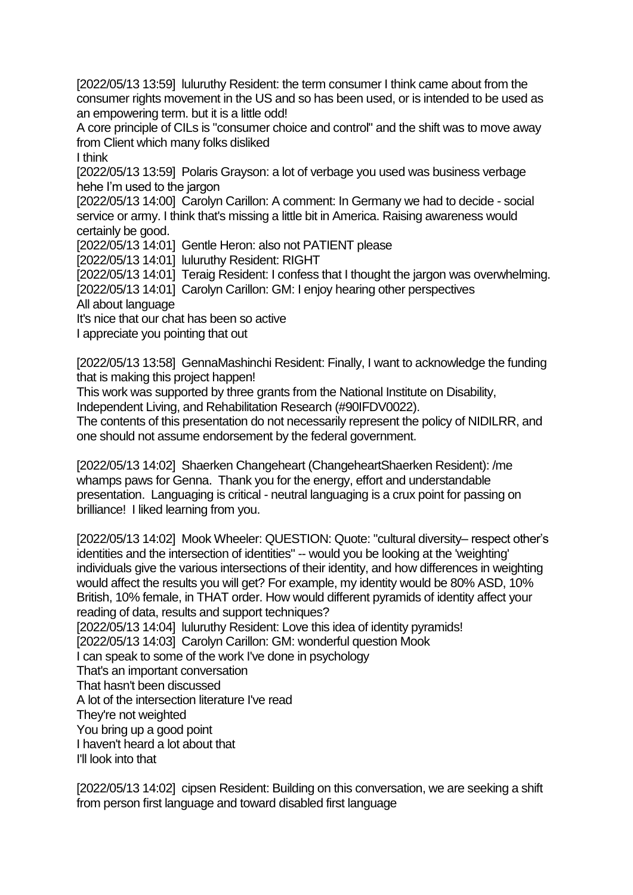[2022/05/13 13:59]  luluruthy Resident: the term consumer I think came about from the consumer rights movement in the US and so has been used, or is intended to be used as an empowering term. but it is a little odd!

A core principle of CILs is "consumer choice and control" and the shift was to move away from Client which many folks disliked

I think

[2022/05/13 13:59]  Polaris Grayson: a lot of verbage you used was business verbage hehe I'm used to the jargon

[2022/05/13 14:00]  Carolyn Carillon: A comment: In Germany we had to decide - social service or army. I think that's missing a little bit in America. Raising awareness would certainly be good.

[2022/05/13 14:01]  Gentle Heron: also not PATIENT please

[2022/05/13 14:01]  luluruthy Resident: RIGHT

[2022/05/13 14:01]  Teraig Resident: I confess that I thought the jargon was overwhelming.

[2022/05/13 14:01]  Carolyn Carillon: GM: I enjoy hearing other perspectives

All about language

It's nice that our chat has been so active

I appreciate you pointing that out

[2022/05/13 13:58]  GennaMashinchi Resident: Finally, I want to acknowledge the funding that is making this project happen!

This work was supported by three grants from the National Institute on Disability, Independent Living, and Rehabilitation Research (#90IFDV0022).

The contents of this presentation do not necessarily represent the policy of NIDILRR, and one should not assume endorsement by the federal government.

[2022/05/13 14:02]  Shaerken Changeheart (ChangeheartShaerken Resident): /me whamps paws for Genna.  Thank you for the energy, effort and understandable presentation.  Languaging is critical - neutral languaging is a crux point for passing on brilliance!  I liked learning from you.

[2022/05/13 14:02]  Mook Wheeler: QUESTION: Quote: "cultural diversity– respect other's identities and the intersection of identities" -- would you be looking at the 'weighting' individuals give the various intersections of their identity, and how differences in weighting would affect the results you will get? For example, my identity would be 80% ASD, 10% British, 10% female, in THAT order. How would different pyramids of identity affect your reading of data, results and support techniques?

[2022/05/13 14:04]  luluruthy Resident: Love this idea of identity pyramids!

[2022/05/13 14:03]  Carolyn Carillon: GM: wonderful question Mook

I can speak to some of the work I've done in psychology

That's an important conversation

That hasn't been discussed

A lot of the intersection literature I've read

They're not weighted

You bring up a good point

I haven't heard a lot about that

I'll look into that

[2022/05/13 14:02]  cipsen Resident: Building on this conversation, we are seeking a shift from person first language and toward disabled first language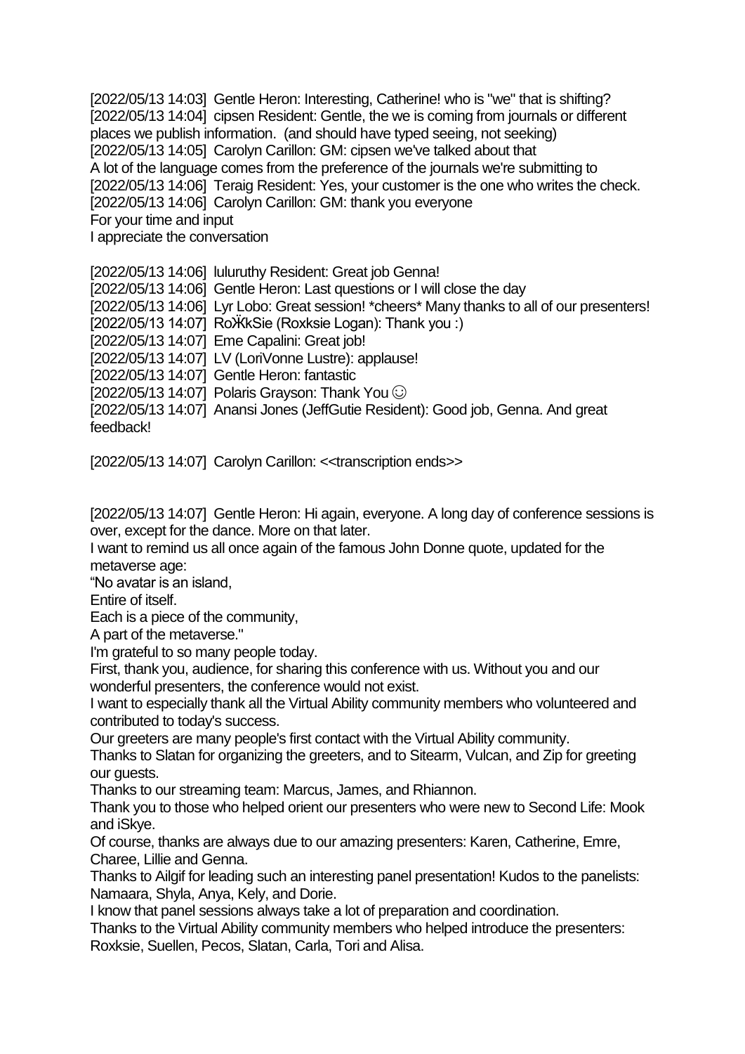[2022/05/13 14:03] Gentle Heron: Interesting, Catherine! who is "we" that is shifting?
[2022/05/13 14:04] cipsen Resident: Gentle, the we is coming from journals or different places we publish information. (and should have typed seeing, not seeking)
[2022/05/13 14:05] Carolyn Carillon: GM: cipsen we've talked about that
A lot of the language comes from the preference of the journals we're submitting to
[2022/05/13 14:06] Teraig Resident: Yes, your customer is the one who writes the check.
[2022/05/13 14:06] Carolyn Carillon: GM: thank you everyone
For your time and input
I appreciate the conversation

[2022/05/13 14:06] luluruthy Resident: Great job Genna!
[2022/05/13 14:06] Gentle Heron: Last questions or I will close the day
[2022/05/13 14:06] Lyr Lobo: Great session! *cheers* Many thanks to all of our presenters!
[2022/05/13 14:07] RoӜkSie (Roxksie Logan): Thank you :)
[2022/05/13 14:07] Eme Capalini: Great job!
[2022/05/13 14:07] LV (LoriVonne Lustre): applause!
[2022/05/13 14:07] Gentle Heron: fantastic
[2022/05/13 14:07] Polaris Grayson: Thank You ☺
[2022/05/13 14:07] Anansi Jones (JeffGutie Resident): Good job, Genna. And great feedback!

[2022/05/13 14:07] Carolyn Carillon: <<transcription ends>>

[2022/05/13 14:07] Gentle Heron: Hi again, everyone. A long day of conference sessions is over, except for the dance. More on that later.
I want to remind us all once again of the famous John Donne quote, updated for the metaverse age:
"No avatar is an island,
Entire of itself.
Each is a piece of the community,
A part of the metaverse."
I'm grateful to so many people today.
First, thank you, audience, for sharing this conference with us. Without you and our wonderful presenters, the conference would not exist.
I want to especially thank all the Virtual Ability community members who volunteered and contributed to today's success.
Our greeters are many people's first contact with the Virtual Ability community.
Thanks to Slatan for organizing the greeters, and to Sitearm, Vulcan, and Zip for greeting our guests.
Thanks to our streaming team: Marcus, James, and Rhiannon.
Thank you to those who helped orient our presenters who were new to Second Life: Mook and iSkye.
Of course, thanks are always due to our amazing presenters: Karen, Catherine, Emre, Charee, Lillie and Genna.
Thanks to Ailgif for leading such an interesting panel presentation! Kudos to the panelists: Namaara, Shyla, Anya, Kely, and Dorie.
I know that panel sessions always take a lot of preparation and coordination.
Thanks to the Virtual Ability community members who helped introduce the presenters: Roxksie, Suellen, Pecos, Slatan, Carla, Tori and Alisa.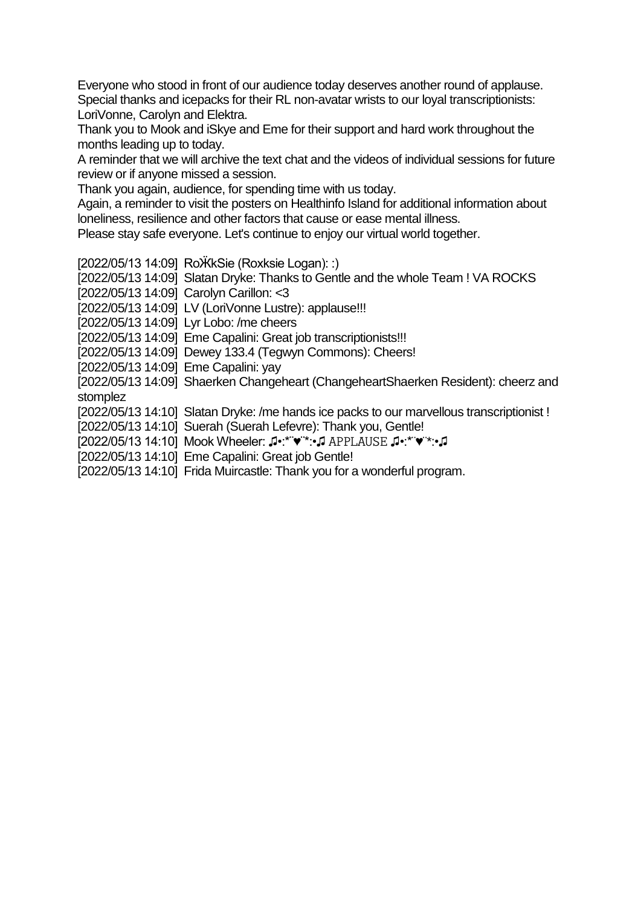Everyone who stood in front of our audience today deserves another round of applause.
Special thanks and icepacks for their RL non-avatar wrists to our loyal transcriptionists: LoriVonne, Carolyn and Elektra.
Thank you to Mook and iSkye and Eme for their support and hard work throughout the months leading up to today.
A reminder that we will archive the text chat and the videos of individual sessions for future review or if anyone missed a session.
Thank you again, audience, for spending time with us today.
Again, a reminder to visit the posters on Healthinfo Island for additional information about loneliness, resilience and other factors that cause or ease mental illness.
Please stay safe everyone. Let's continue to enjoy our virtual world together.

[2022/05/13 14:09] RoӜkSie (Roxksie Logan): :)
[2022/05/13 14:09] Slatan Dryke: Thanks to Gentle and the whole Team ! VA ROCKS
[2022/05/13 14:09] Carolyn Carillon: <3
[2022/05/13 14:09] LV (LoriVonne Lustre): applause!!!
[2022/05/13 14:09] Lyr Lobo: /me cheers
[2022/05/13 14:09] Eme Capalini: Great job transcriptionists!!!
[2022/05/13 14:09] Dewey 133.4 (Tegwyn Commons): Cheers!
[2022/05/13 14:09] Eme Capalini: yay
[2022/05/13 14:09] Shaerken Changeheart (ChangeheartShaerken Resident): cheerz and stomplez
[2022/05/13 14:10] Slatan Dryke: /me hands ice packs to our marvellous transcriptionist !
[2022/05/13 14:10] Suerah (Suerah Lefevre): Thank you, Gentle!
[2022/05/13 14:10] Mook Wheeler: ♫•:*¨♥¨*:•♫ APPLAUSE ♫•:*¨♥¨*:•♫
[2022/05/13 14:10] Eme Capalini: Great job Gentle!
[2022/05/13 14:10] Frida Muircastle: Thank you for a wonderful program.